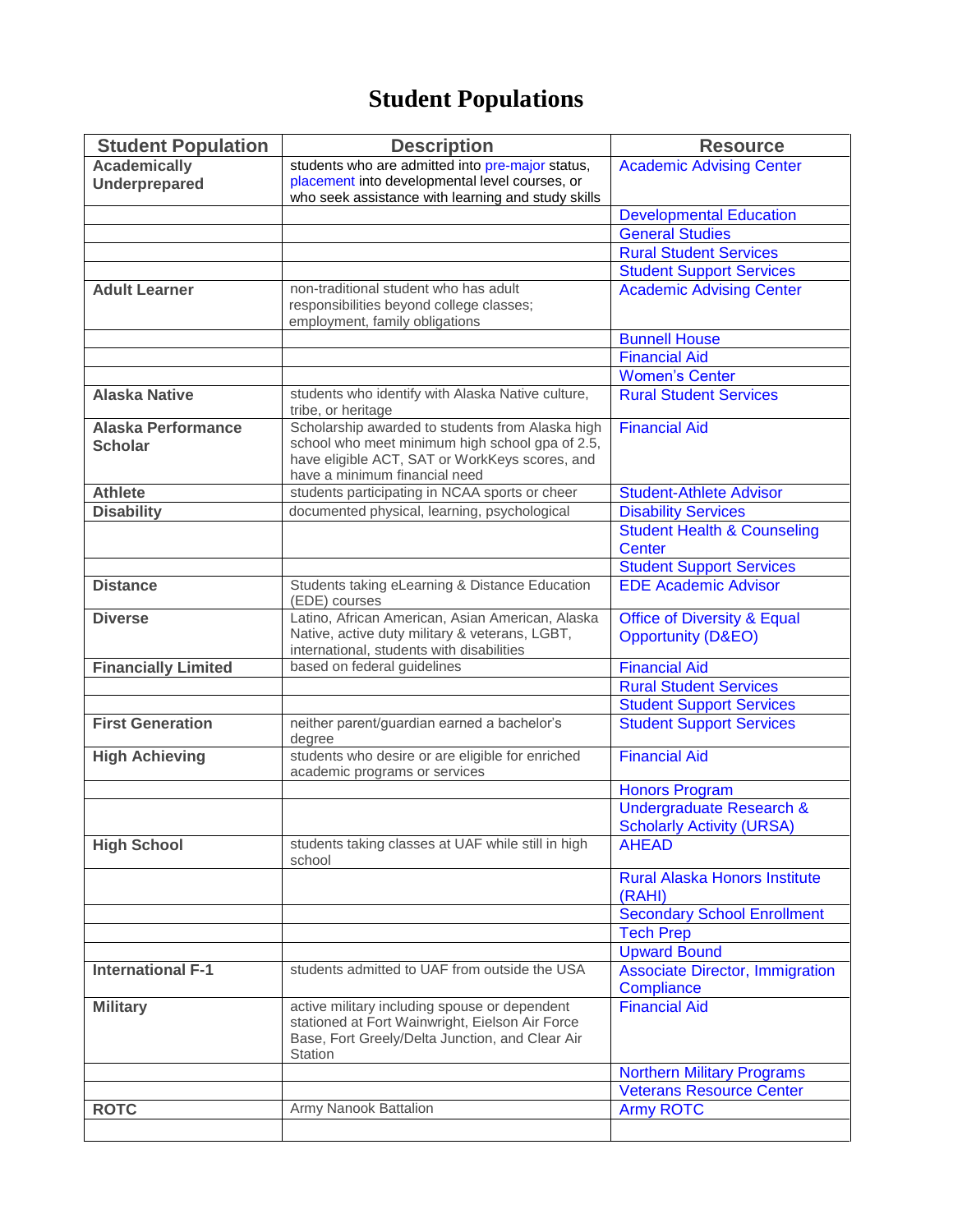# Student Populations

| Student Population | Description | Resource |
|---|---|---|
| **Academically Underprepared** | students who are admitted into pre-major status, placement into developmental level courses, or who seek assistance with learning and study skills | Academic Advising Center |
| | | Developmental Education |
| | | General Studies |
| | | Rural Student Services |
| | | Student Support Services |
| **Adult Learner** | non-traditional student who has adult responsibilities beyond college classes; employment, family obligations | Academic Advising Center |
| | | Bunnell House |
| | | Financial Aid |
| | | Women's Center |
| **Alaska Native** | students who identify with Alaska Native culture, tribe, or heritage | Rural Student Services |
| **Alaska Performance Scholar** | Scholarship awarded to students from Alaska high school who meet minimum high school gpa of 2.5, have eligible ACT, SAT or WorkKeys scores, and have a minimum financial need | Financial Aid |
| **Athlete** | students participating in NCAA sports or cheer | Student-Athlete Advisor |
| **Disability** | documented physical, learning, psychological | Disability Services |
| | | Student Health & Counseling Center |
| | | Student Support Services |
| **Distance** | Students taking eLearning & Distance Education (EDE) courses | EDE Academic Advisor |
| **Diverse** | Latino, African American, Asian American, Alaska Native, active duty military & veterans, LGBT, international, students with disabilities | Office of Diversity & Equal Opportunity (D&EO) |
| **Financially Limited** | based on federal guidelines | Financial Aid |
| | | Rural Student Services |
| | | Student Support Services |
| **First Generation** | neither parent/guardian earned a bachelor's degree | Student Support Services |
| **High Achieving** | students who desire or are eligible for enriched academic programs or services | Financial Aid |
| | | Honors Program |
| | | Undergraduate Research & Scholarly Activity (URSA) |
| **High School** | students taking classes at UAF while still in high school | AHEAD |
| | | Rural Alaska Honors Institute (RAHI) |
| | | Secondary School Enrollment |
| | | Tech Prep |
| | | Upward Bound |
| **International F-1** | students admitted to UAF from outside the USA | Associate Director, Immigration Compliance |
| **Military** | active military including spouse or dependent stationed at Fort Wainwright, Eielson Air Force Base, Fort Greely/Delta Junction, and Clear Air Station | Financial Aid |
| | | Northern Military Programs |
| | | Veterans Resource Center |
| **ROTC** | Army Nanook Battalion | Army ROTC |
| | | |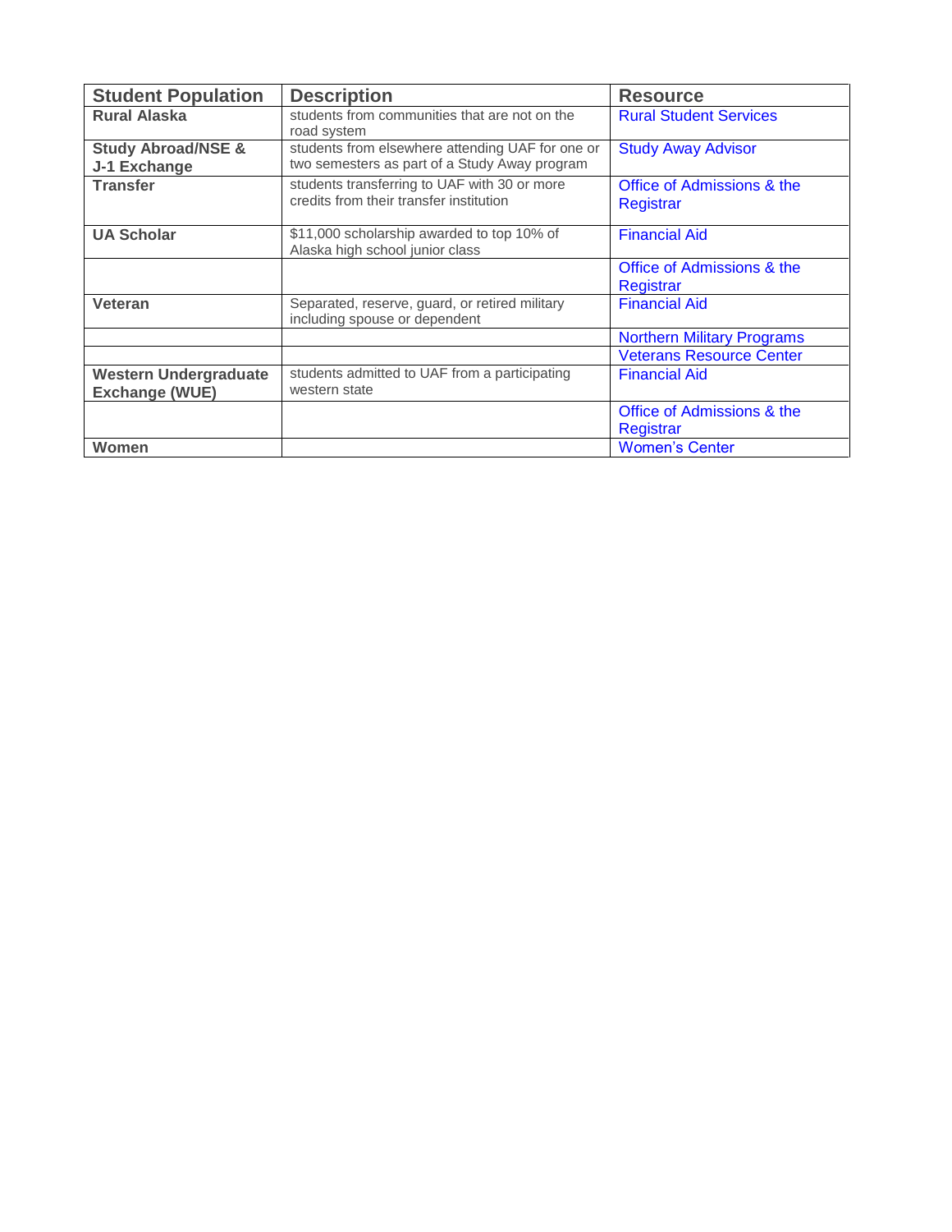| Student Population | Description | Resource |
|---|---|---|
| **Rural Alaska** | students from communities that are not on the road system | Rural Student Services |
| **Study Abroad/NSE & J-1 Exchange** | students from elsewhere attending UAF for one or two semesters as part of a Study Away program | Study Away Advisor |
| **Transfer** | students transferring to UAF with 30 or more credits from their transfer institution | Office of Admissions & the Registrar |
| **UA Scholar** | $11,000 scholarship awarded to top 10% of Alaska high school junior class | Financial Aid |
| | | Office of Admissions & the Registrar |
| **Veteran** | Separated, reserve, guard, or retired military including spouse or dependent | Financial Aid |
| | | Northern Military Programs |
| | | Veterans Resource Center |
| **Western Undergraduate Exchange (WUE)** | students admitted to UAF from a participating western state | Financial Aid |
| | | Office of Admissions & the Registrar |
| **Women** | | Women's Center |